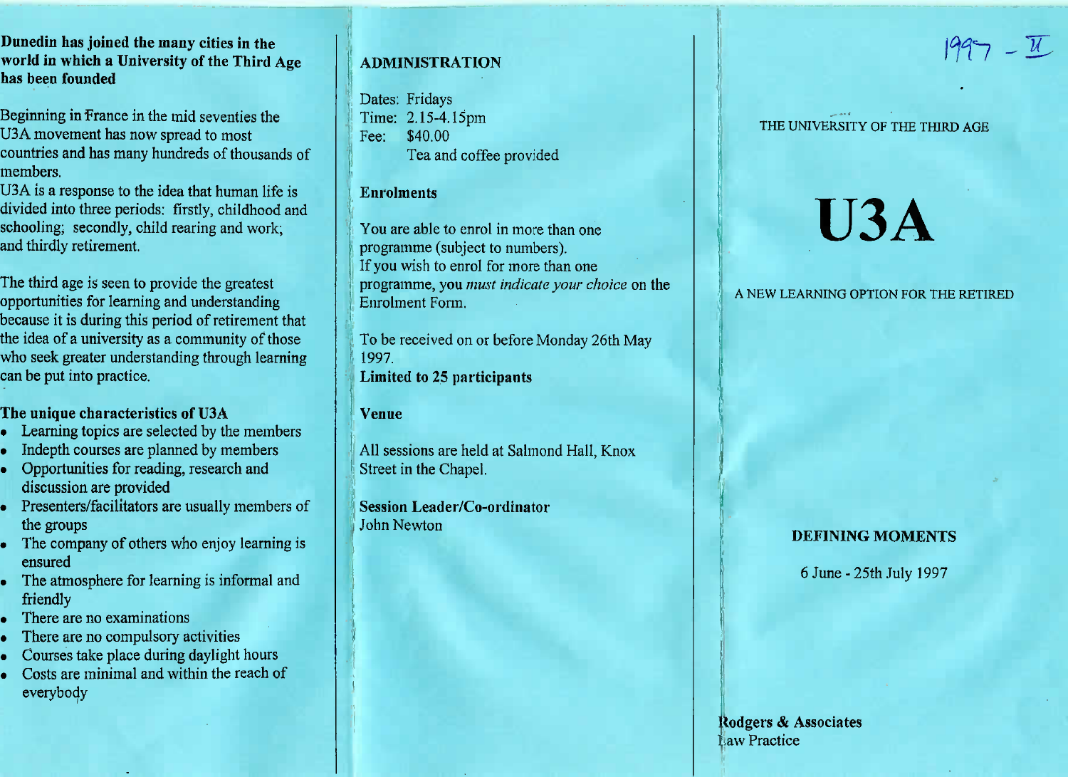**Dunedin has joined the many cities in the world in which a University of the Third Age has been founded**

Beginning in France in the mid seventies the U3A movement has now spread to most countries and has many hundreds of thousands of members.
U3A is a response to the idea that human life is divided into three periods: firstly, childhood and schooling; secondly, child rearing and work; and thirdly retirement.

The third age is seen to provide the greatest opportunities for learning and understanding because it is during this period of retirement that the idea of a university as a community of those who seek greater understanding through learning can be put into practice.

**The unique characteristics of U3A**

- Learning topics are selected by the members
- Indepth courses are planned by members
- Opportunities for reading, research and discussion are provided
- Presenters/facilitators are usually members of the groups
- The company of others who enjoy learning is ensured
- The atmosphere for learning is informal and friendly
- There are no examinations
- There are no compulsory activities
- Courses take place during daylight hours
- Costs are minimal and within the reach of everybody

## ADMINISTRATION

Dates: Fridays
Time: 2.15-4.15pm
Fee: $40.00
Tea and coffee provided

**Enrolments**

You are able to enrol in more than one programme (subject to numbers).
If you wish to enrol for more than one programme, you *must indicate your choice* on the Enrolment Form.

To be received on or before Monday 26th May 1997.
**Limited to 25 participants**

**Venue**

All sessions are held at Salmond Hall, Knox Street in the Chapel.

**Session Leader/Co-ordinator**
John Newton

1997 - II

THE UNIVERSITY OF THE THIRD AGE

# U3A

A NEW LEARNING OPTION FOR THE RETIRED

**DEFINING MOMENTS**

6 June - 25th July 1997

**Rodgers & Associates**
Law Practice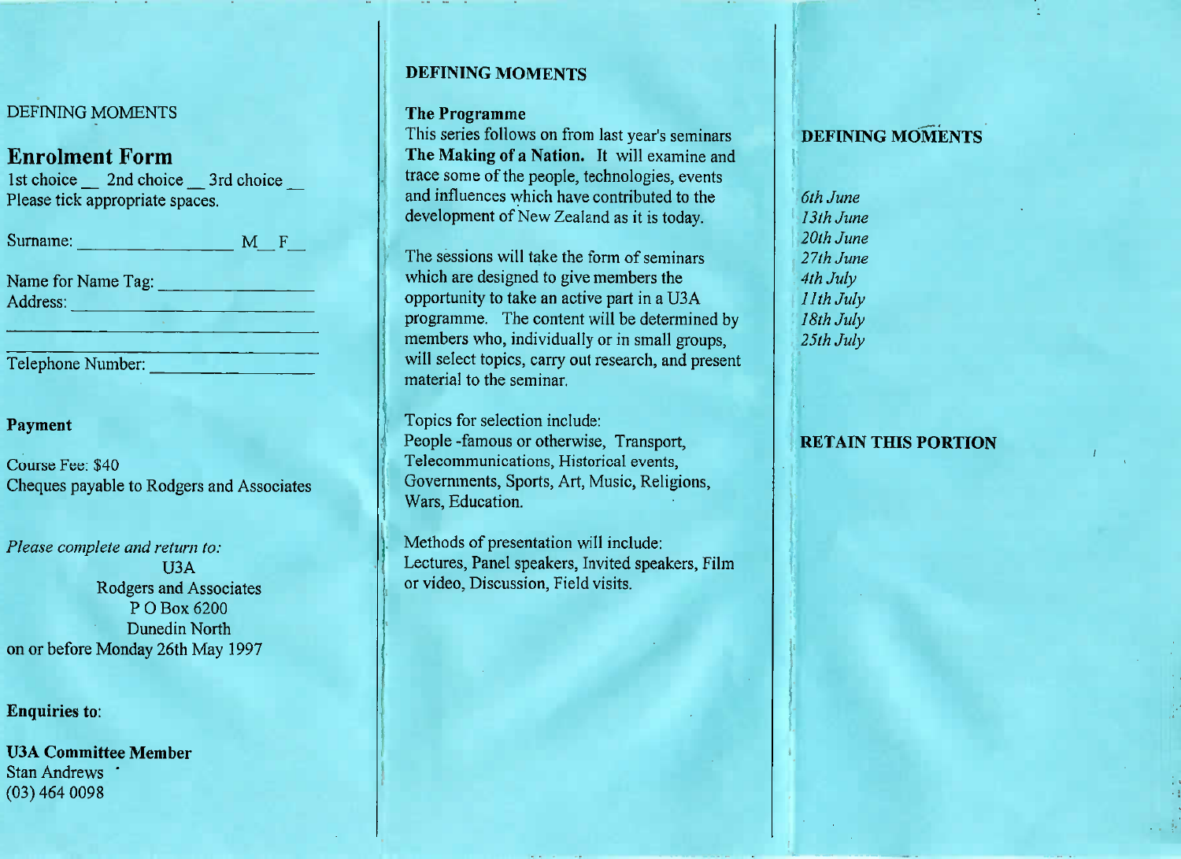DEFINING MOMENTS

## Enrolment Form

1st choice __ 2nd choice __ 3rd choice __
Please tick appropriate spaces.

Surname: ________________ M__ F__

Name for Name Tag: ________________
Address: ________________________

________________________________

________________________________

Telephone Number: ________________

**Payment**

Course Fee: $40
Cheques payable to Rodgers and Associates

*Please complete and return to:*
U3A
Rodgers and Associates
P O Box 6200
Dunedin North
on or before Monday 26th May 1997

**Enquiries to:**

**U3A Committee Member**
Stan Andrews
(03) 464 0098

## DEFINING MOMENTS

**The Programme**
This series follows on from last year's seminars **The Making of a Nation.** It will examine and trace some of the people, technologies, events and influences which have contributed to the development of New Zealand as it is today.

The sessions will take the form of seminars which are designed to give members the opportunity to take an active part in a U3A programme. The content will be determined by members who, individually or in small groups, will select topics, carry out research, and present material to the seminar.

Topics for selection include:
People -famous or otherwise, Transport, Telecommunications, Historical events, Governments, Sports, Art, Music, Religions, Wars, Education.

Methods of presentation will include:
Lectures, Panel speakers, Invited speakers, Film or video, Discussion, Field visits.

## DEFINING MOMENTS

*6th June*
*13th June*
*20th June*
*27th June*
*4th July*
*11th July*
*18th July*
*25th July*

**RETAIN THIS PORTION**